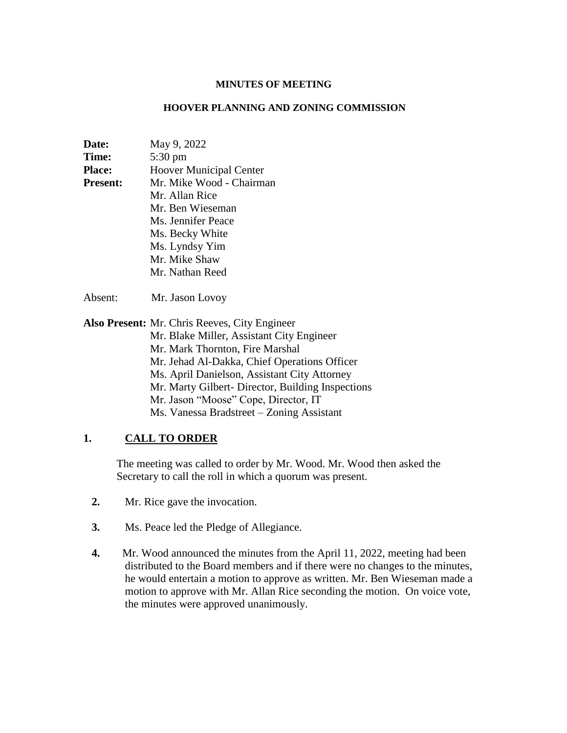**MINUTES OF MEETING**

**HOOVER PLANNING AND ZONING COMMISSION**

**Date:** May 9, 2022
**Time:** 5:30 pm
**Place:** Hoover Municipal Center
**Present:** Mr. Mike Wood - Chairman
Mr. Allan Rice
Mr. Ben Wieseman
Ms. Jennifer Peace
Ms. Becky White
Ms. Lyndsy Yim
Mr. Mike Shaw
Mr. Nathan Reed

Absent: Mr. Jason Lovoy

**Also Present:** Mr. Chris Reeves, City Engineer
Mr. Blake Miller, Assistant City Engineer
Mr. Mark Thornton, Fire Marshal
Mr. Jehad Al-Dakka, Chief Operations Officer
Ms. April Danielson, Assistant City Attorney
Mr. Marty Gilbert- Director, Building Inspections
Mr. Jason "Moose" Cope, Director, IT
Ms. Vanessa Bradstreet – Zoning Assistant

## 1. <u>CALL TO ORDER</u>

The meeting was called to order by Mr. Wood. Mr. Wood then asked the Secretary to call the roll in which a quorum was present.

**2.** Mr. Rice gave the invocation.

**3.** Ms. Peace led the Pledge of Allegiance.

**4.** Mr. Wood announced the minutes from the April 11, 2022, meeting had been distributed to the Board members and if there were no changes to the minutes, he would entertain a motion to approve as written. Mr. Ben Wieseman made a motion to approve with Mr. Allan Rice seconding the motion. On voice vote, the minutes were approved unanimously.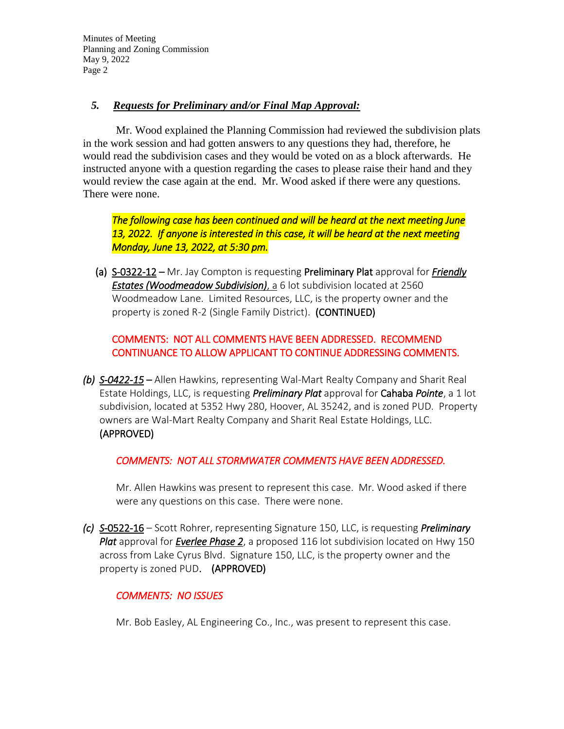## 5. ***Requests for Preliminary and/or Final Map Approval:***

Mr. Wood explained the Planning Commission had reviewed the subdivision plats in the work session and had gotten answers to any questions they had, therefore, he would read the subdivision cases and they would be voted on as a block afterwards. He instructed anyone with a question regarding the cases to please raise their hand and they would review the case again at the end. Mr. Wood asked if there were any questions. There were none.

*The following case has been continued and will be heard at the next meeting June 13, 2022. If anyone is interested in this case, it will be heard at the next meeting Monday, June 13, 2022, at 5:30 pm.*

(a) S-0322-12 – Mr. Jay Compton is requesting **Preliminary Plat** approval for ***Friendly Estates (Woodmeadow Subdivision)***, a 6 lot subdivision located at 2560 Woodmeadow Lane. Limited Resources, LLC, is the property owner and the property is zoned R-2 (Single Family District). **(CONTINUED)**

COMMENTS: NOT ALL COMMENTS HAVE BEEN ADDRESSED. RECOMMEND CONTINUANCE TO ALLOW APPLICANT TO CONTINUE ADDRESSING COMMENTS.

*(b) S-0422-15* – Allen Hawkins, representing Wal-Mart Realty Company and Sharit Real Estate Holdings, LLC, is requesting ***Preliminary Plat*** approval for **Cahaba *Pointe***, a 1 lot subdivision, located at 5352 Hwy 280, Hoover, AL 35242, and is zoned PUD. Property owners are Wal-Mart Realty Company and Sharit Real Estate Holdings, LLC. **(APPROVED)**

*COMMENTS: NOT ALL STORMWATER COMMENTS HAVE BEEN ADDRESSED.*

Mr. Allen Hawkins was present to represent this case. Mr. Wood asked if there were any questions on this case. There were none.

*(c) S-*0522-16 – Scott Rohrer, representing Signature 150, LLC, is requesting ***Preliminary Plat*** approval for ***Everlee Phase 2***, a proposed 116 lot subdivision located on Hwy 150 across from Lake Cyrus Blvd. Signature 150, LLC, is the property owner and the property is zoned PUD. **(APPROVED)**

*COMMENTS: NO ISSUES*

Mr. Bob Easley, AL Engineering Co., Inc., was present to represent this case.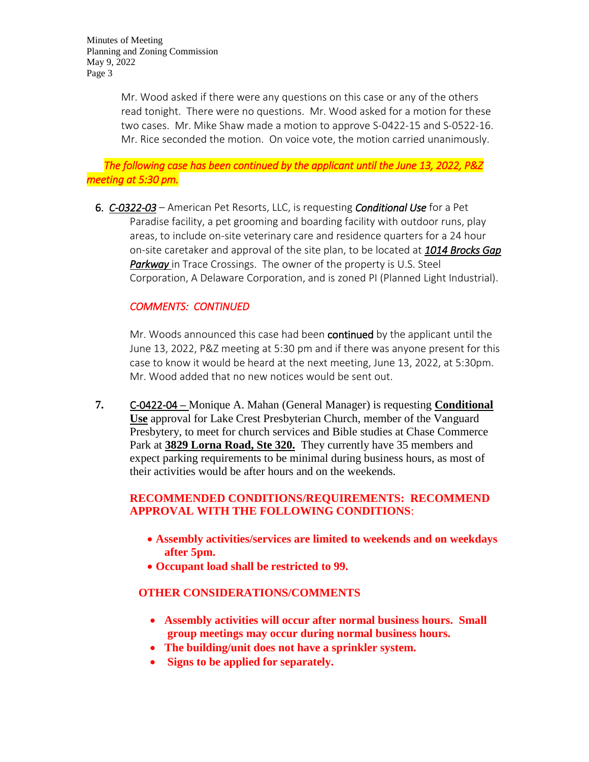Mr. Wood asked if there were any questions on this case or any of the others read tonight. There were no questions. Mr. Wood asked for a motion for these two cases. Mr. Mike Shaw made a motion to approve S-0422-15 and S-0522-16. Mr. Rice seconded the motion. On voice vote, the motion carried unanimously.

*The following case has been continued by the applicant until the June 13, 2022, P&Z meeting at 5:30 pm.*

6. *C-0322-03* – American Pet Resorts, LLC, is requesting ***Conditional Use*** for a Pet Paradise facility, a pet grooming and boarding facility with outdoor runs, play areas, to include on-site veterinary care and residence quarters for a 24 hour on-site caretaker and approval of the site plan, to be located at ***1014 Brocks Gap Parkway*** in Trace Crossings. The owner of the property is U.S. Steel Corporation, A Delaware Corporation, and is zoned PI (Planned Light Industrial).

   *COMMENTS: CONTINUED*

   Mr. Woods announced this case had been **continued** by the applicant until the June 13, 2022, P&Z meeting at 5:30 pm and if there was anyone present for this case to know it would be heard at the next meeting, June 13, 2022, at 5:30pm. Mr. Wood added that no new notices would be sent out.

7. C-0422-04 – Monique A. Mahan (General Manager) is requesting **Conditional Use** approval for Lake Crest Presbyterian Church, member of the Vanguard Presbytery, to meet for church services and Bible studies at Chase Commerce Park at **3829 Lorna Road, Ste 320.** They currently have 35 members and expect parking requirements to be minimal during business hours, as most of their activities would be after hours and on the weekends.

   **RECOMMENDED CONDITIONS/REQUIREMENTS: RECOMMEND APPROVAL WITH THE FOLLOWING CONDITIONS:**

   - **Assembly activities/services are limited to weekends and on weekdays after 5pm.**
   - **Occupant load shall be restricted to 99.**

   **OTHER CONSIDERATIONS/COMMENTS**

   - **Assembly activities will occur after normal business hours. Small group meetings may occur during normal business hours.**
   - **The building/unit does not have a sprinkler system.**
   - **Signs to be applied for separately.**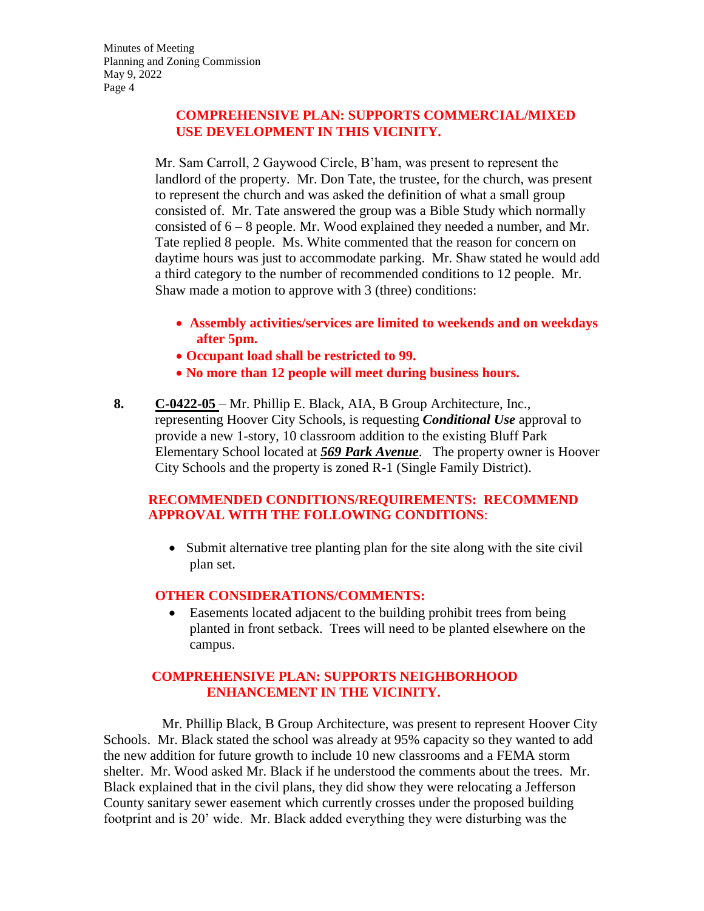**COMPREHENSIVE PLAN: SUPPORTS COMMERCIAL/MIXED USE DEVELOPMENT IN THIS VICINITY.**

Mr. Sam Carroll, 2 Gaywood Circle, B'ham, was present to represent the landlord of the property. Mr. Don Tate, the trustee, for the church, was present to represent the church and was asked the definition of what a small group consisted of. Mr. Tate answered the group was a Bible Study which normally consisted of 6 – 8 people. Mr. Wood explained they needed a number, and Mr. Tate replied 8 people. Ms. White commented that the reason for concern on daytime hours was just to accommodate parking. Mr. Shaw stated he would add a third category to the number of recommended conditions to 12 people. Mr. Shaw made a motion to approve with 3 (three) conditions:

- **Assembly activities/services are limited to weekends and on weekdays after 5pm.**
- **Occupant load shall be restricted to 99.**
- **No more than 12 people will meet during business hours.**

**8.** **C-0422-05** – Mr. Phillip E. Black, AIA, B Group Architecture, Inc., representing Hoover City Schools, is requesting ***Conditional Use*** approval to provide a new 1-story, 10 classroom addition to the existing Bluff Park Elementary School located at ***569 Park Avenue***. The property owner is Hoover City Schools and the property is zoned R-1 (Single Family District).

**RECOMMENDED CONDITIONS/REQUIREMENTS: RECOMMEND APPROVAL WITH THE FOLLOWING CONDITIONS**:

- Submit alternative tree planting plan for the site along with the site civil plan set.

**OTHER CONSIDERATIONS/COMMENTS:**

- Easements located adjacent to the building prohibit trees from being planted in front setback. Trees will need to be planted elsewhere on the campus.

**COMPREHENSIVE PLAN: SUPPORTS NEIGHBORHOOD ENHANCEMENT IN THE VICINITY.**

Mr. Phillip Black, B Group Architecture, was present to represent Hoover City Schools. Mr. Black stated the school was already at 95% capacity so they wanted to add the new addition for future growth to include 10 new classrooms and a FEMA storm shelter. Mr. Wood asked Mr. Black if he understood the comments about the trees. Mr. Black explained that in the civil plans, they did show they were relocating a Jefferson County sanitary sewer easement which currently crosses under the proposed building footprint and is 20' wide. Mr. Black added everything they were disturbing was the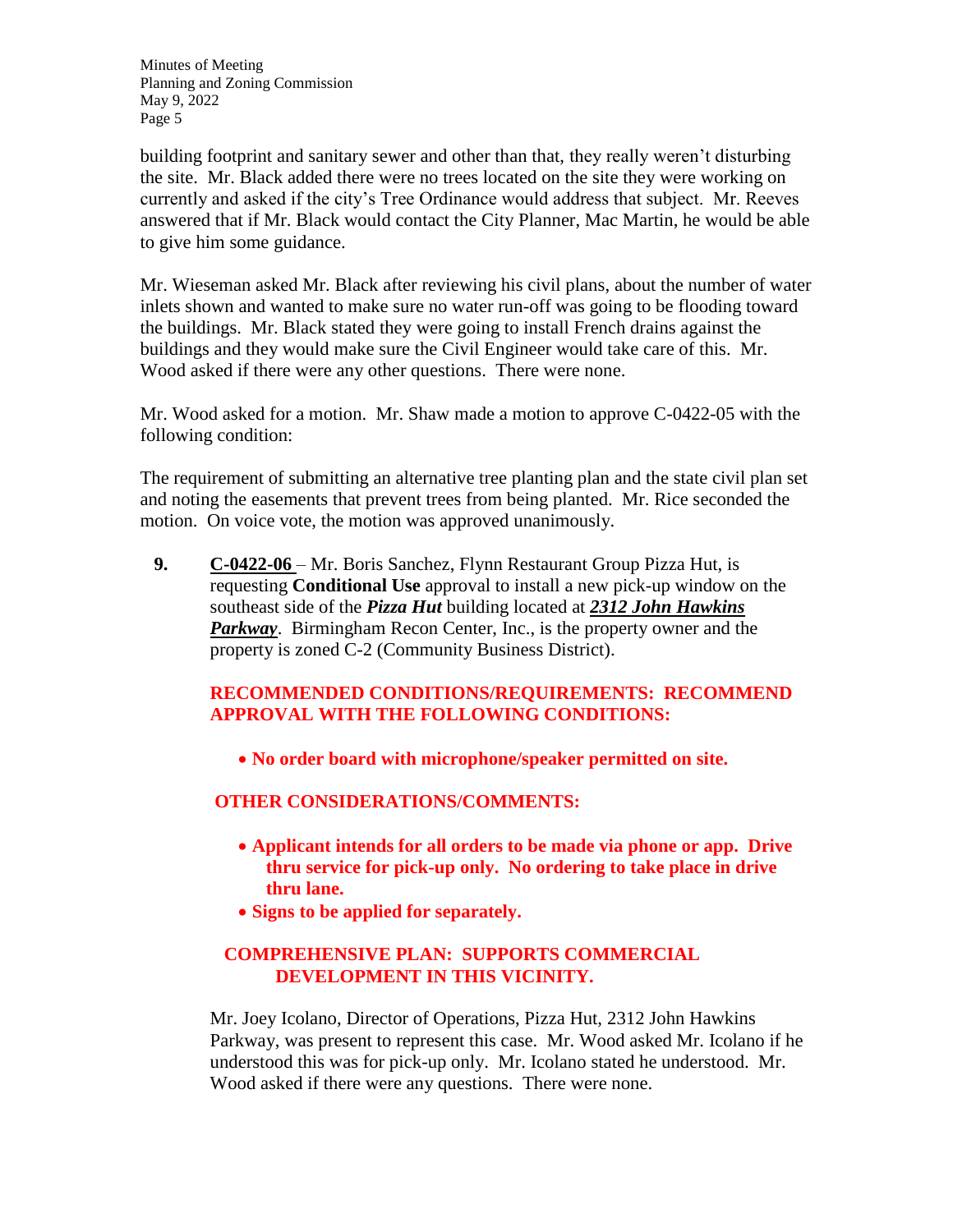building footprint and sanitary sewer and other than that, they really weren't disturbing the site. Mr. Black added there were no trees located on the site they were working on currently and asked if the city's Tree Ordinance would address that subject. Mr. Reeves answered that if Mr. Black would contact the City Planner, Mac Martin, he would be able to give him some guidance.

Mr. Wieseman asked Mr. Black after reviewing his civil plans, about the number of water inlets shown and wanted to make sure no water run-off was going to be flooding toward the buildings. Mr. Black stated they were going to install French drains against the buildings and they would make sure the Civil Engineer would take care of this. Mr. Wood asked if there were any other questions. There were none.

Mr. Wood asked for a motion. Mr. Shaw made a motion to approve C-0422-05 with the following condition:

The requirement of submitting an alternative tree planting plan and the state civil plan set and noting the easements that prevent trees from being planted. Mr. Rice seconded the motion. On voice vote, the motion was approved unanimously.

**9.** **C-0422-06** – Mr. Boris Sanchez, Flynn Restaurant Group Pizza Hut, is requesting **Conditional Use** approval to install a new pick-up window on the southeast side of the ***Pizza Hut*** building located at ***2312 John Hawkins Parkway***. Birmingham Recon Center, Inc., is the property owner and the property is zoned C-2 (Community Business District).

**RECOMMENDED CONDITIONS/REQUIREMENTS: RECOMMEND APPROVAL WITH THE FOLLOWING CONDITIONS:**

- **No order board with microphone/speaker permitted on site.**

**OTHER CONSIDERATIONS/COMMENTS:**

- **Applicant intends for all orders to be made via phone or app. Drive thru service for pick-up only. No ordering to take place in drive thru lane.**
- **Signs to be applied for separately.**

**COMPREHENSIVE PLAN: SUPPORTS COMMERCIAL DEVELOPMENT IN THIS VICINITY.**

Mr. Joey Icolano, Director of Operations, Pizza Hut, 2312 John Hawkins Parkway, was present to represent this case. Mr. Wood asked Mr. Icolano if he understood this was for pick-up only. Mr. Icolano stated he understood. Mr. Wood asked if there were any questions. There were none.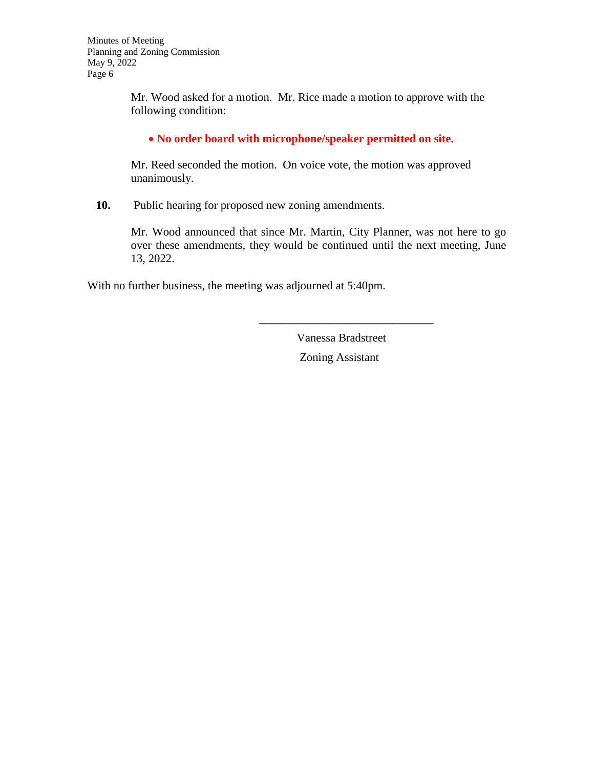Mr. Wood asked for a motion. Mr. Rice made a motion to approve with the following condition:

- **No order board with microphone/speaker permitted on site.**

Mr. Reed seconded the motion. On voice vote, the motion was approved unanimously.

**10.** Public hearing for proposed new zoning amendments.

Mr. Wood announced that since Mr. Martin, City Planner, was not here to go over these amendments, they would be continued until the next meeting, June 13, 2022.

With no further business, the meeting was adjourned at 5:40pm.

\_\_\_\_\_\_\_\_\_\_\_\_\_\_\_\_\_\_\_\_\_\_\_\_\_\_\_\_\_\_

Vanessa Bradstreet

Zoning Assistant